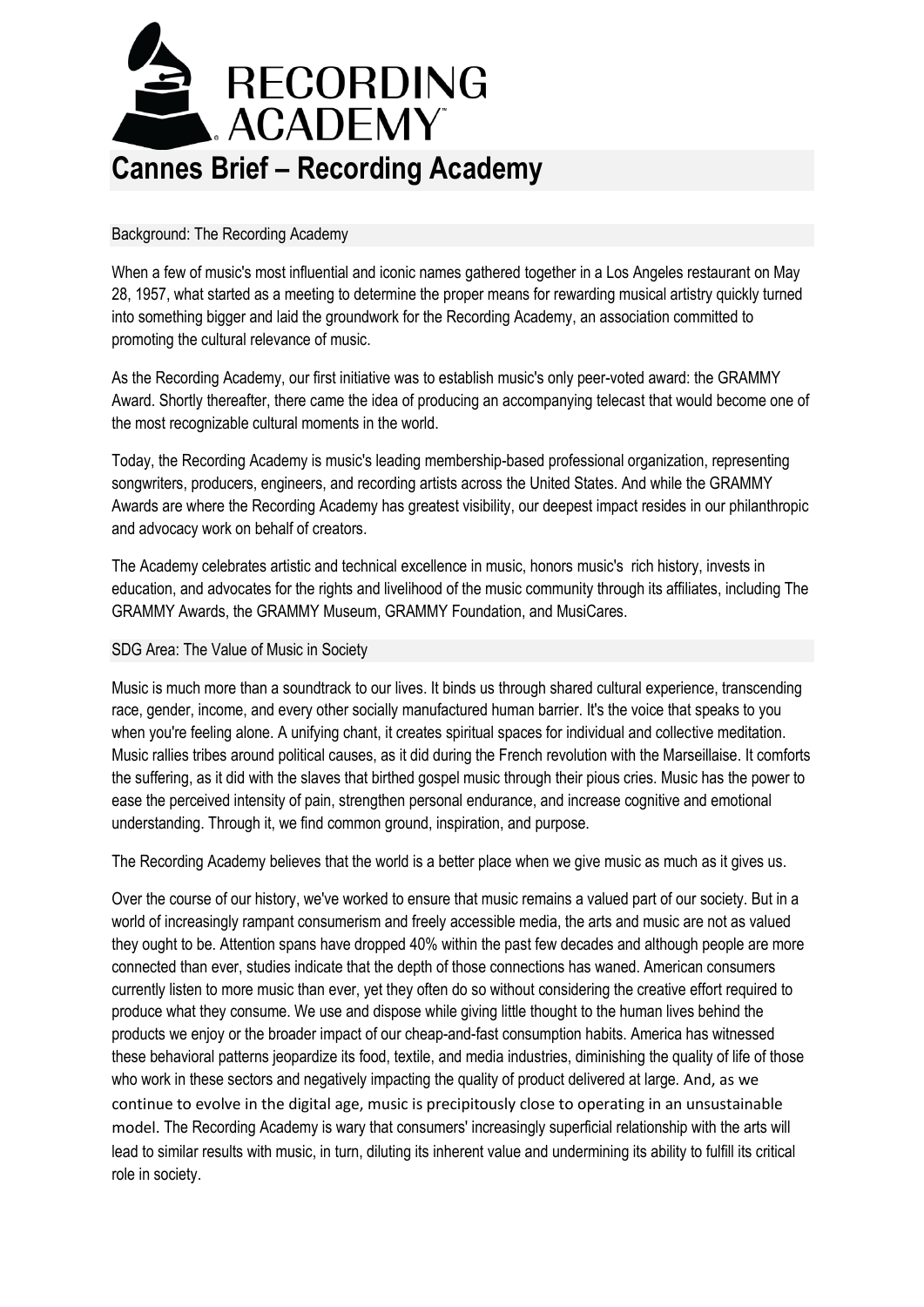# Cannes Brief – Recording Academy

## Background: The Recording Academy

When a few of music's most influential and iconic names gathered together in a Los Angeles restaurant on May 28, 1957, what started as a meeting to determine the proper means for rewarding musical artistry quickly turned into something bigger and laid the groundwork for the Recording Academy, an association committed to promoting the cultural relevance of music.

As the Recording Academy, our first initiative was to establish music's only peer-voted award: the GRAMMY Award. Shortly thereafter, there came the idea of producing an accompanying telecast that would become one of the most recognizable cultural moments in the world.

Today, the Recording Academy is music's leading membership-based professional organization, representing songwriters, producers, engineers, and recording artists across the United States. And while the GRAMMY Awards are where the Recording Academy has greatest visibility, our deepest impact resides in our philanthropic and advocacy work on behalf of creators.

The Academy celebrates artistic and technical excellence in music, honors music's rich history, invests in education, and advocates for the rights and livelihood of the music community through its affiliates, including The GRAMMY Awards, the GRAMMY Museum, GRAMMY Foundation, and MusiCares.

## SDG Area: The Value of Music in Society

Music is much more than a soundtrack to our lives. It binds us through shared cultural experience, transcending race, gender, income, and every other socially manufactured human barrier. It's the voice that speaks to you when you're feeling alone. A unifying chant, it creates spiritual spaces for individual and collective meditation. Music rallies tribes around political causes, as it did during the French revolution with the Marseillaise. It comforts the suffering, as it did with the slaves that birthed gospel music through their pious cries. Music has the power to ease the perceived intensity of pain, strengthen personal endurance, and increase cognitive and emotional understanding. Through it, we find common ground, inspiration, and purpose.

The Recording Academy believes that the world is a better place when we give music as much as it gives us.

Over the course of our history, we've worked to ensure that music remains a valued part of our society. But in a world of increasingly rampant consumerism and freely accessible media, the arts and music are not as valued they ought to be. Attention spans have dropped 40% within the past few decades and although people are more connected than ever, studies indicate that the depth of those connections has waned. American consumers currently listen to more music than ever, yet they often do so without considering the creative effort required to produce what they consume. We use and dispose while giving little thought to the human lives behind the products we enjoy or the broader impact of our cheap-and-fast consumption habits. America has witnessed these behavioral patterns jeopardize its food, textile, and media industries, diminishing the quality of life of those who work in these sectors and negatively impacting the quality of product delivered at large. And, as we continue to evolve in the digital age, music is precipitously close to operating in an unsustainable model. The Recording Academy is wary that consumers' increasingly superficial relationship with the arts will lead to similar results with music, in turn, diluting its inherent value and undermining its ability to fulfill its critical role in society.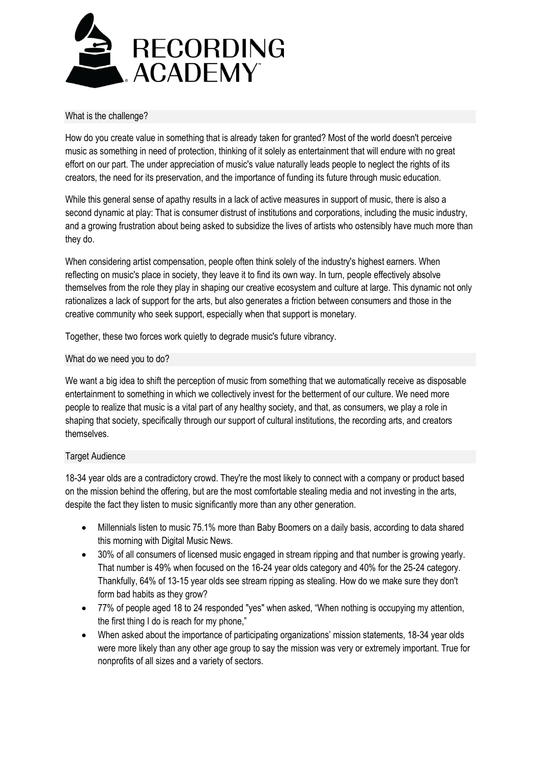## What is the challenge?

How do you create value in something that is already taken for granted? Most of the world doesn't perceive music as something in need of protection, thinking of it solely as entertainment that will endure with no great effort on our part. The under appreciation of music's value naturally leads people to neglect the rights of its creators, the need for its preservation, and the importance of funding its future through music education.

While this general sense of apathy results in a lack of active measures in support of music, there is also a second dynamic at play: That is consumer distrust of institutions and corporations, including the music industry, and a growing frustration about being asked to subsidize the lives of artists who ostensibly have much more than they do.

When considering artist compensation, people often think solely of the industry's highest earners. When reflecting on music's place in society, they leave it to find its own way. In turn, people effectively absolve themselves from the role they play in shaping our creative ecosystem and culture at large. This dynamic not only rationalizes a lack of support for the arts, but also generates a friction between consumers and those in the creative community who seek support, especially when that support is monetary.

Together, these two forces work quietly to degrade music's future vibrancy.

## What do we need you to do?

We want a big idea to shift the perception of music from something that we automatically receive as disposable entertainment to something in which we collectively invest for the betterment of our culture. We need more people to realize that music is a vital part of any healthy society, and that, as consumers, we play a role in shaping that society, specifically through our support of cultural institutions, the recording arts, and creators themselves.

## Target Audience

18-34 year olds are a contradictory crowd. They're the most likely to connect with a company or product based on the mission behind the offering, but are the most comfortable stealing media and not investing in the arts, despite the fact they listen to music significantly more than any other generation.

- Millennials listen to music 75.1% more than Baby Boomers on a daily basis, according to data shared this morning with Digital Music News.
- 30% of all consumers of licensed music engaged in stream ripping and that number is growing yearly. That number is 49% when focused on the 16-24 year olds category and 40% for the 25-24 category. Thankfully, 64% of 13-15 year olds see stream ripping as stealing. How do we make sure they don't form bad habits as they grow?
- 77% of people aged 18 to 24 responded "yes" when asked, "When nothing is occupying my attention, the first thing I do is reach for my phone,"
- When asked about the importance of participating organizations' mission statements, 18-34 year olds were more likely than any other age group to say the mission was very or extremely important. True for nonprofits of all sizes and a variety of sectors.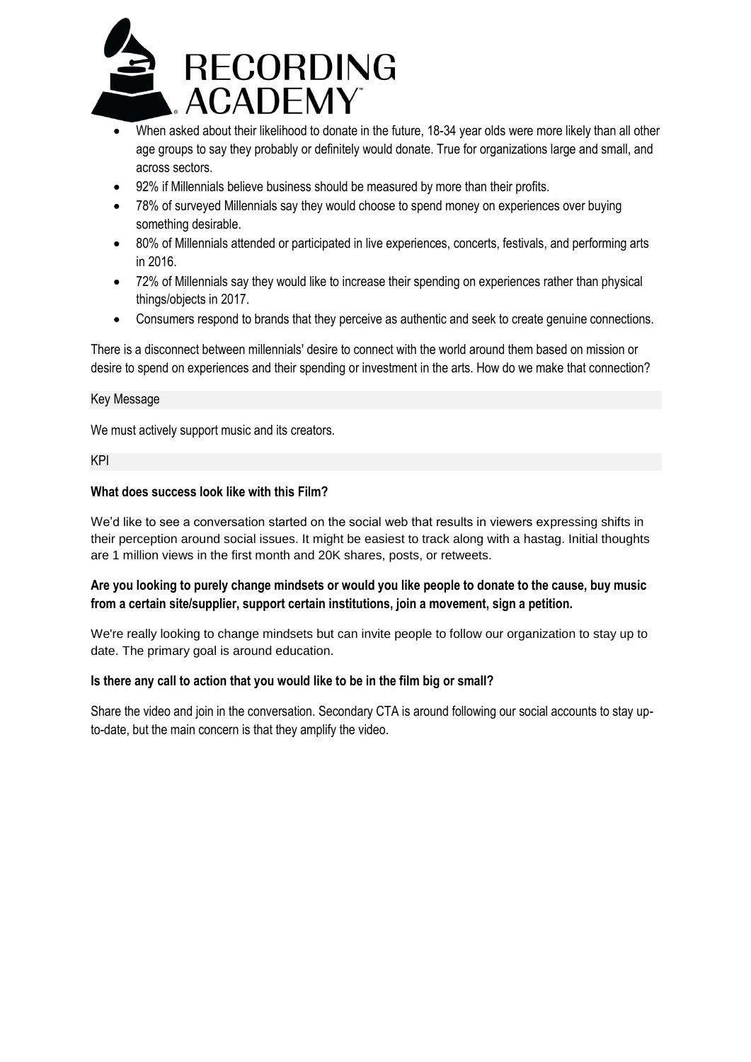- When asked about their likelihood to donate in the future, 18-34 year olds were more likely than all other age groups to say they probably or definitely would donate. True for organizations large and small, and across sectors.
- 92% if Millennials believe business should be measured by more than their profits.
- 78% of surveyed Millennials say they would choose to spend money on experiences over buying something desirable.
- 80% of Millennials attended or participated in live experiences, concerts, festivals, and performing arts in 2016.
- 72% of Millennials say they would like to increase their spending on experiences rather than physical things/objects in 2017.
- Consumers respond to brands that they perceive as authentic and seek to create genuine connections.

There is a disconnect between millennials' desire to connect with the world around them based on mission or desire to spend on experiences and their spending or investment in the arts. How do we make that connection?

## Key Message

We must actively support music and its creators.

## KPI

**What does success look like with this Film?**

We'd like to see a conversation started on the social web that results in viewers expressing shifts in their perception around social issues. It might be easiest to track along with a hastag. Initial thoughts are 1 million views in the first month and 20K shares, posts, or retweets.

**Are you looking to purely change mindsets or would you like people to donate to the cause, buy music from a certain site/supplier, support certain institutions, join a movement, sign a petition.**

We're really looking to change mindsets but can invite people to follow our organization to stay up to date. The primary goal is around education.

**Is there any call to action that you would like to be in the film big or small?**

Share the video and join in the conversation. Secondary CTA is around following our social accounts to stay up-to-date, but the main concern is that they amplify the video.